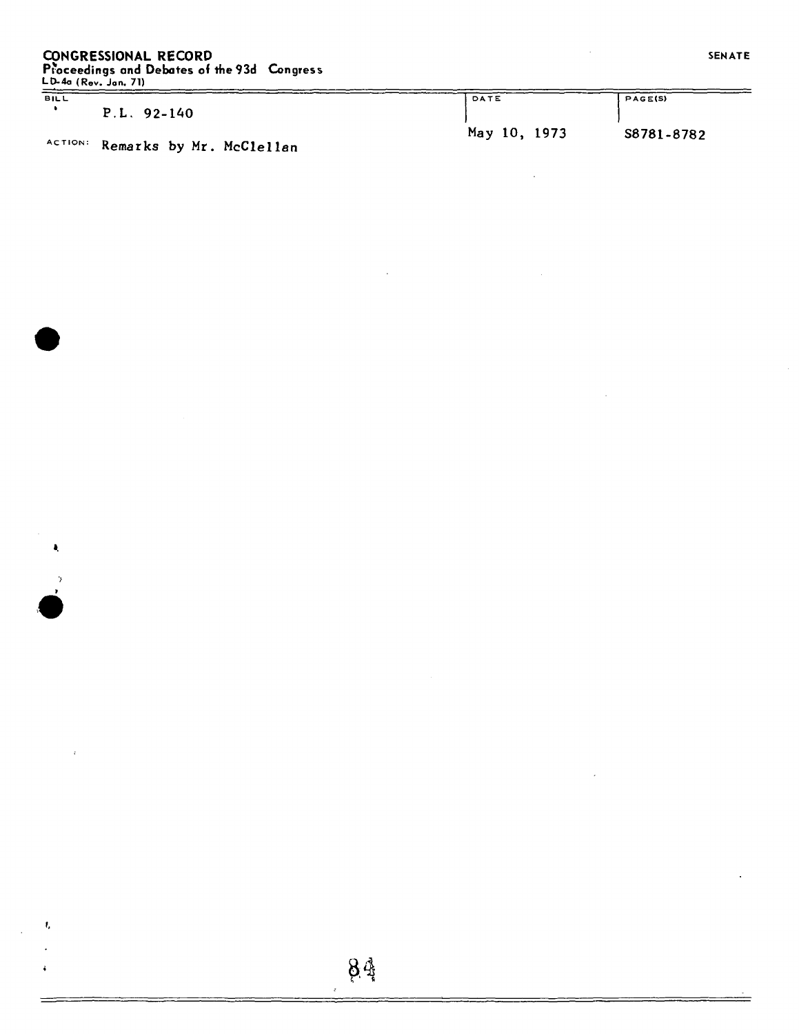**CONGRESSIONAL RECORD**
Proceedings and Debates of the 93d Congress
LD-4a (Rev. Jan. 71)

**SENATE**

| BILL | DATE | PAGE(S) |
|---|---|---|
| P.L. 92-140 | May 10, 1973 | S8781-8782 |

ACTION: Remarks by Mr. McClellan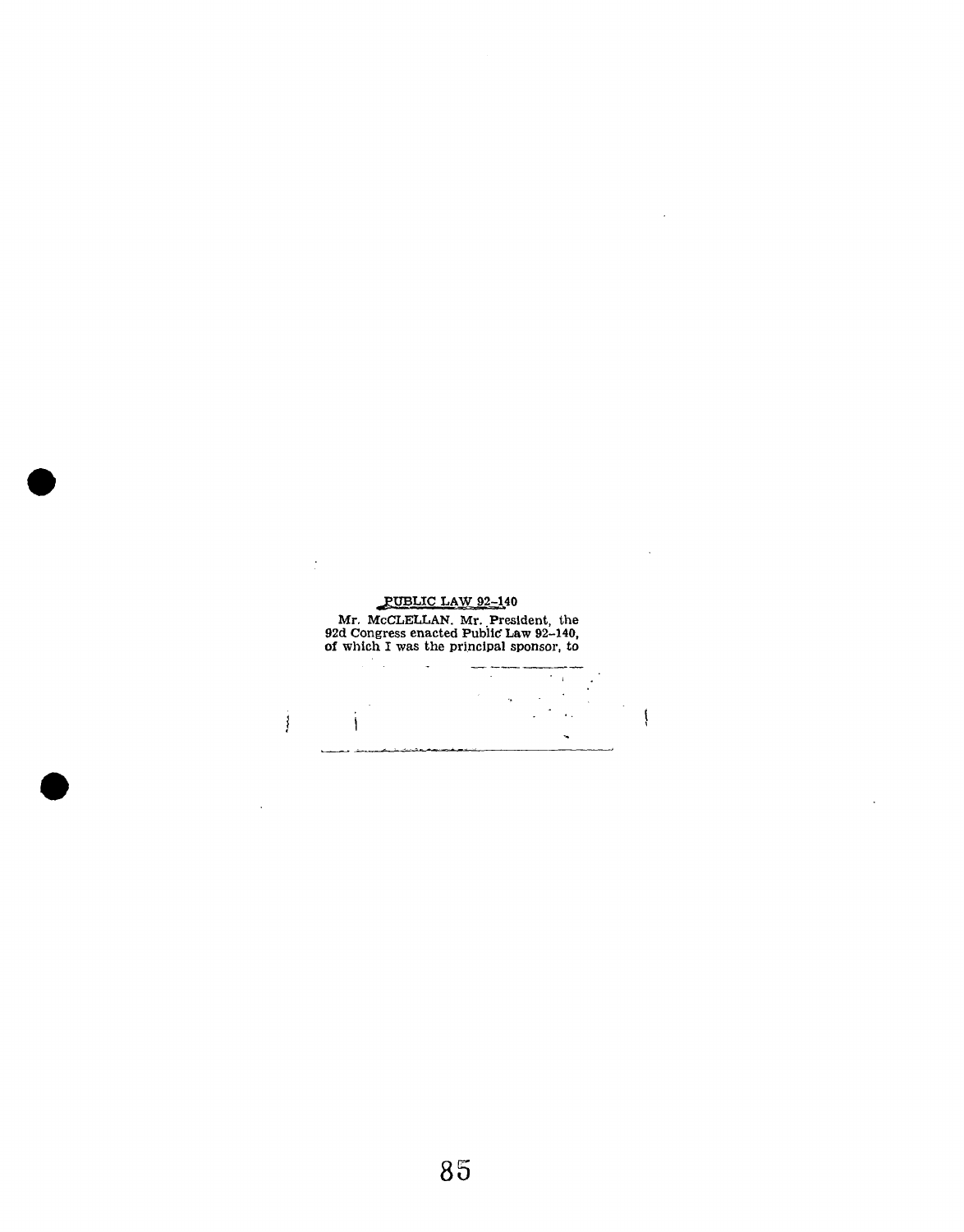PUBLIC LAW 92-140

Mr. McCLELLAN. Mr. President, the 92d Congress enacted Public Law 92-140, of which I was the principal sponsor, to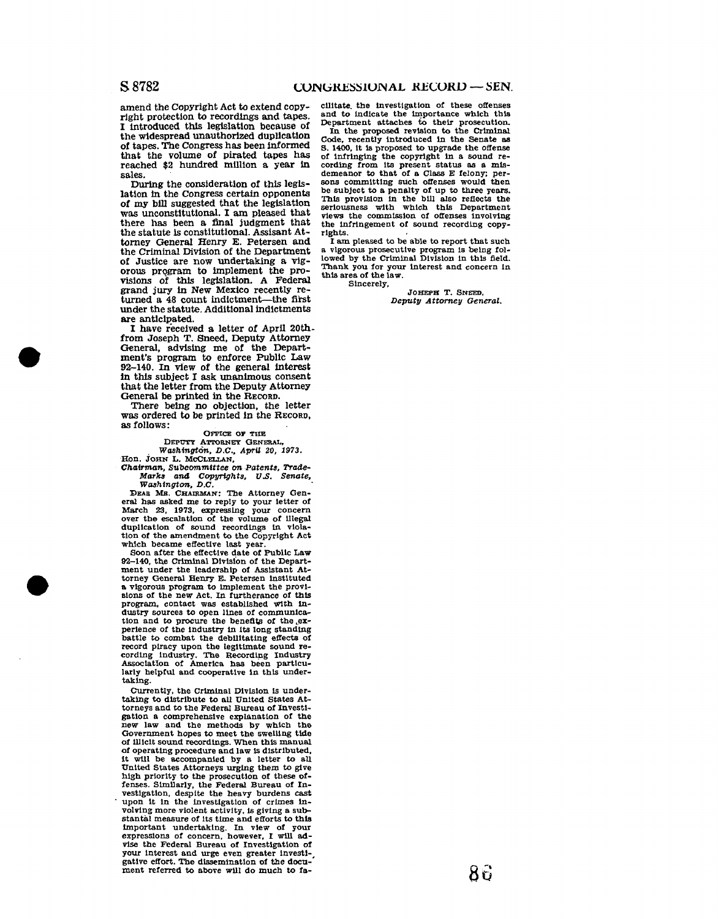amend the Copyright Act to extend copyright protection to recordings and tapes. I introduced this legislation because of the widespread unauthorized duplication of tapes. The Congress has been informed that the volume of pirated tapes has reached $2 hundred million a year in sales.

During the consideration of this legislation in the Congress certain opponents of my bill suggested that the legislation was unconstitutional. I am pleased that there has been a final judgment that the statute is constitutional. Assistant Attorney General Henry E. Petersen and the Criminal Division of the Department of Justice are now undertaking a vigorous program to implement the provisions of this legislation. A Federal grand jury in New Mexico recently returned a 48 count indictment—the first under the statute. Additional indictments are anticipated.

I have received a letter of April 20th from Joseph T. Sneed, Deputy Attorney General, advising me of the Department's program to enforce Public Law 92–140. In view of the general interest in this subject I ask unanimous consent that the letter from the Deputy Attorney General be printed in the RECORD.

There being no objection, the letter was ordered to be printed in the RECORD, as follows:

OFFICE OF THE
DEPUTY ATTORNEY GENERAL,
*Washington, D.C., April 20, 1973.*

Hon. JOHN L. MCCLELLAN,
*Chairman, Subcommittee on Patents, Trade-Marks and Copyrights, U.S. Senate, Washington, D.C.*

DEAR MR. CHAIRMAN: The Attorney General has asked me to reply to your letter of March 23, 1973, expressing your concern over the escalation of the volume of illegal duplication of sound recordings in violation of the amendment to the Copyright Act which became effective last year.

Soon after the effective date of Public Law 92–140, the Criminal Division of the Department under the leadership of Assistant Attorney General Henry E. Petersen instituted a vigorous program to implement the provisions of the new Act. In furtherance of this program, contact was established with industry sources to open lines of communication and to procure the benefits of the experience of the industry in its long standing battle to combat the debilitating effects of record piracy upon the legitimate sound recording industry. The Recording Industry Association of America has been particularly helpful and cooperative in this undertaking.

Currently, the Criminal Division is undertaking to distribute to all United States Attorneys and to the Federal Bureau of Investigation a comprehensive explanation of the new law and the methods by which the Government hopes to meet the swelling tide of illicit sound recordings. When this manual of operating procedure and law is distributed, it will be accompanied by a letter to all United States Attorneys urging them to give high priority to the prosecution of these offenses. Similarly, the Federal Bureau of Investigation, despite the heavy burdens cast upon it in the investigation of crimes involving more violent activity, is giving a substantial measure of its time and efforts to this important undertaking. In view of your expressions of concern, however, I will advise the Federal Bureau of Investigation of your interest and urge even greater investigative effort. The dissemination of the document referred to above will do much to facilitate the investigation of these offenses and to indicate the importance which this Department attaches to their prosecution.

In the proposed revision to the Criminal Code, recently introduced in the Senate as S. 1400, it is proposed to upgrade the offense of infringing the copyright in a sound recording from its present status as a misdemeanor to that of a Class E felony; persons committing such offenses would then be subject to a penalty of up to three years. This provision in the bill also reflects the seriousness with which this Department views the commission of offenses involving the infringement of sound recording copyrights.

I am pleased to be able to report that such a vigorous prosecutive program is being followed by the Criminal Division in this field. Thank you for your interest and concern in this area of the law.

Sincerely,

JOSEPH T. SNEED,
*Deputy Attorney General.*